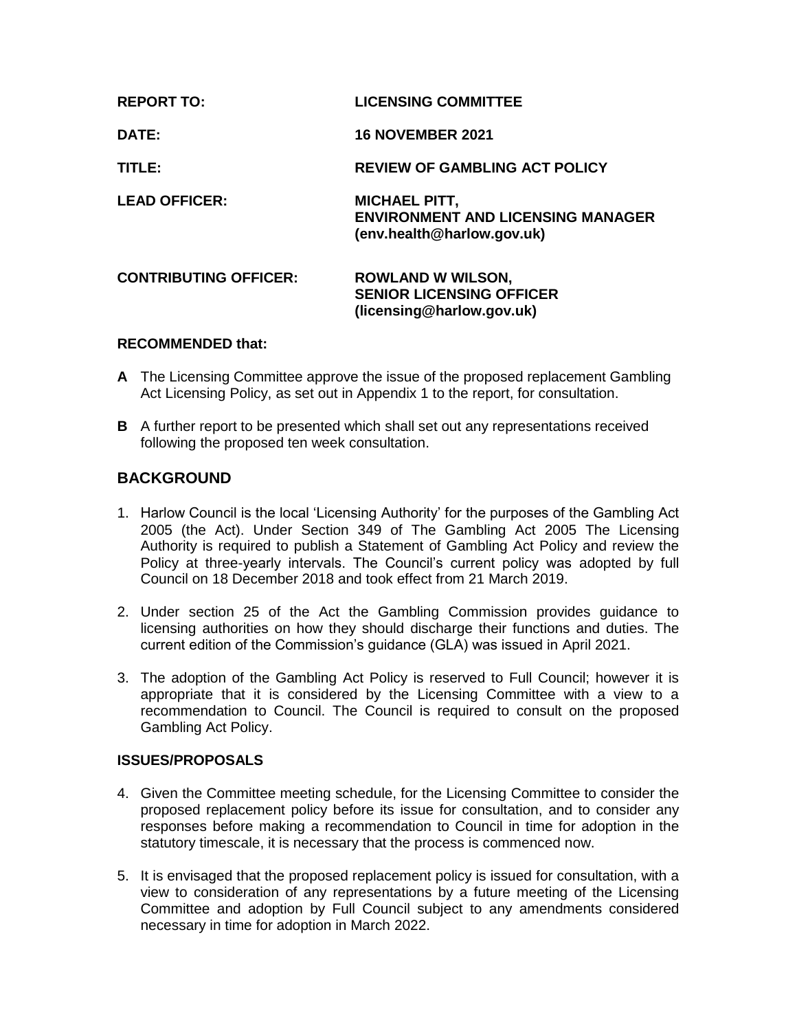| | |
|---|---|
| **REPORT TO:** | **LICENSING COMMITTEE** |
| **DATE:** | **16 NOVEMBER 2021** |
| **TITLE:** | **REVIEW OF GAMBLING ACT POLICY** |
| **LEAD OFFICER:** | **MICHAEL PITT, ENVIRONMENT AND LICENSING MANAGER (env.health@harlow.gov.uk)** |
| **CONTRIBUTING OFFICER:** | **ROWLAND W WILSON, SENIOR LICENSING OFFICER (licensing@harlow.gov.uk)** |

**RECOMMENDED that:**

**A** The Licensing Committee approve the issue of the proposed replacement Gambling Act Licensing Policy, as set out in Appendix 1 to the report, for consultation.

**B** A further report to be presented which shall set out any representations received following the proposed ten week consultation.

## BACKGROUND

1. Harlow Council is the local 'Licensing Authority' for the purposes of the Gambling Act 2005 (the Act). Under Section 349 of The Gambling Act 2005 The Licensing Authority is required to publish a Statement of Gambling Act Policy and review the Policy at three-yearly intervals. The Council's current policy was adopted by full Council on 18 December 2018 and took effect from 21 March 2019.

2. Under section 25 of the Act the Gambling Commission provides guidance to licensing authorities on how they should discharge their functions and duties. The current edition of the Commission's guidance (GLA) was issued in April 2021.

3. The adoption of the Gambling Act Policy is reserved to Full Council; however it is appropriate that it is considered by the Licensing Committee with a view to a recommendation to Council. The Council is required to consult on the proposed Gambling Act Policy.

### ISSUES/PROPOSALS

4. Given the Committee meeting schedule, for the Licensing Committee to consider the proposed replacement policy before its issue for consultation, and to consider any responses before making a recommendation to Council in time for adoption in the statutory timescale, it is necessary that the process is commenced now.

5. It is envisaged that the proposed replacement policy is issued for consultation, with a view to consideration of any representations by a future meeting of the Licensing Committee and adoption by Full Council subject to any amendments considered necessary in time for adoption in March 2022.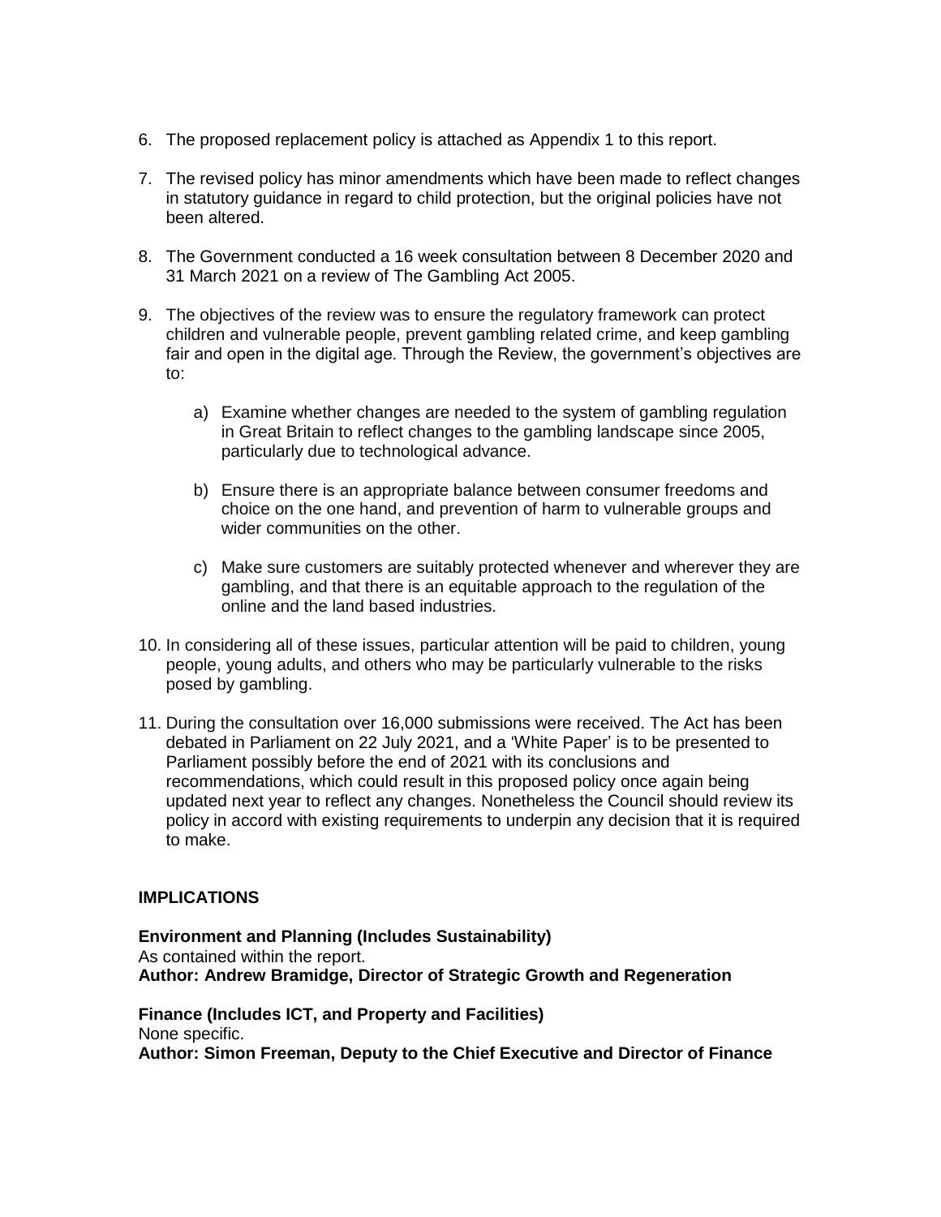6. The proposed replacement policy is attached as Appendix 1 to this report.

7. The revised policy has minor amendments which have been made to reflect changes in statutory guidance in regard to child protection, but the original policies have not been altered.

8. The Government conducted a 16 week consultation between 8 December 2020 and 31 March 2021 on a review of The Gambling Act 2005.

9. The objectives of the review was to ensure the regulatory framework can protect children and vulnerable people, prevent gambling related crime, and keep gambling fair and open in the digital age. Through the Review, the government's objectives are to:

   a) Examine whether changes are needed to the system of gambling regulation in Great Britain to reflect changes to the gambling landscape since 2005, particularly due to technological advance.

   b) Ensure there is an appropriate balance between consumer freedoms and choice on the one hand, and prevention of harm to vulnerable groups and wider communities on the other.

   c) Make sure customers are suitably protected whenever and wherever they are gambling, and that there is an equitable approach to the regulation of the online and the land based industries.

10. In considering all of these issues, particular attention will be paid to children, young people, young adults, and others who may be particularly vulnerable to the risks posed by gambling.

11. During the consultation over 16,000 submissions were received. The Act has been debated in Parliament on 22 July 2021, and a 'White Paper' is to be presented to Parliament possibly before the end of 2021 with its conclusions and recommendations, which could result in this proposed policy once again being updated next year to reflect any changes. Nonetheless the Council should review its policy in accord with existing requirements to underpin any decision that it is required to make.

## IMPLICATIONS

**Environment and Planning (Includes Sustainability)**
As contained within the report.
**Author: Andrew Bramidge, Director of Strategic Growth and Regeneration**

**Finance (Includes ICT, and Property and Facilities)**
None specific.
**Author: Simon Freeman, Deputy to the Chief Executive and Director of Finance**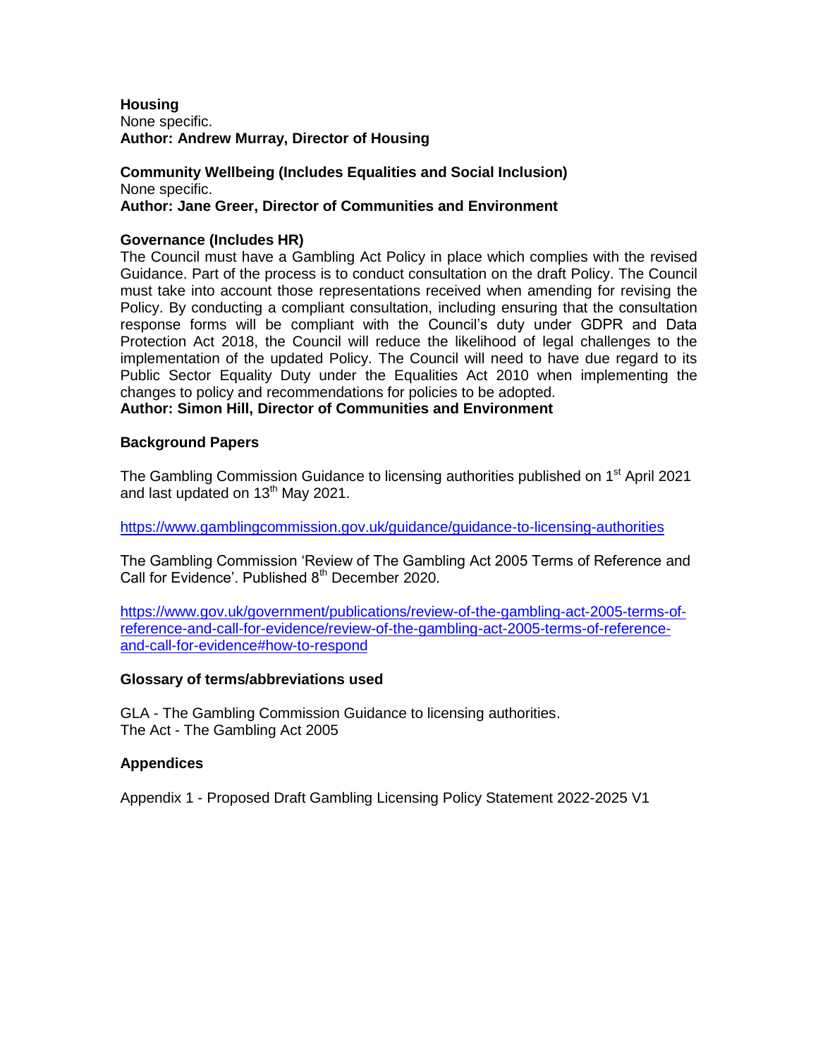**Housing**
None specific.
**Author: Andrew Murray, Director of Housing**

**Community Wellbeing (Includes Equalities and Social Inclusion)**
None specific.
**Author: Jane Greer, Director of Communities and Environment**

**Governance (Includes HR)**
The Council must have a Gambling Act Policy in place which complies with the revised Guidance. Part of the process is to conduct consultation on the draft Policy. The Council must take into account those representations received when amending for revising the Policy. By conducting a compliant consultation, including ensuring that the consultation response forms will be compliant with the Council's duty under GDPR and Data Protection Act 2018, the Council will reduce the likelihood of legal challenges to the implementation of the updated Policy. The Council will need to have due regard to its Public Sector Equality Duty under the Equalities Act 2010 when implementing the changes to policy and recommendations for policies to be adopted.
**Author: Simon Hill, Director of Communities and Environment**

## Background Papers

The Gambling Commission Guidance to licensing authorities published on 1st April 2021 and last updated on 13th May 2021.

https://www.gamblingcommission.gov.uk/guidance/guidance-to-licensing-authorities

The Gambling Commission 'Review of The Gambling Act 2005 Terms of Reference and Call for Evidence'. Published 8th December 2020.

https://www.gov.uk/government/publications/review-of-the-gambling-act-2005-terms-of-reference-and-call-for-evidence/review-of-the-gambling-act-2005-terms-of-reference-and-call-for-evidence#how-to-respond

## Glossary of terms/abbreviations used

GLA - The Gambling Commission Guidance to licensing authorities.
The Act - The Gambling Act 2005

## Appendices

Appendix 1 - Proposed Draft Gambling Licensing Policy Statement 2022-2025 V1